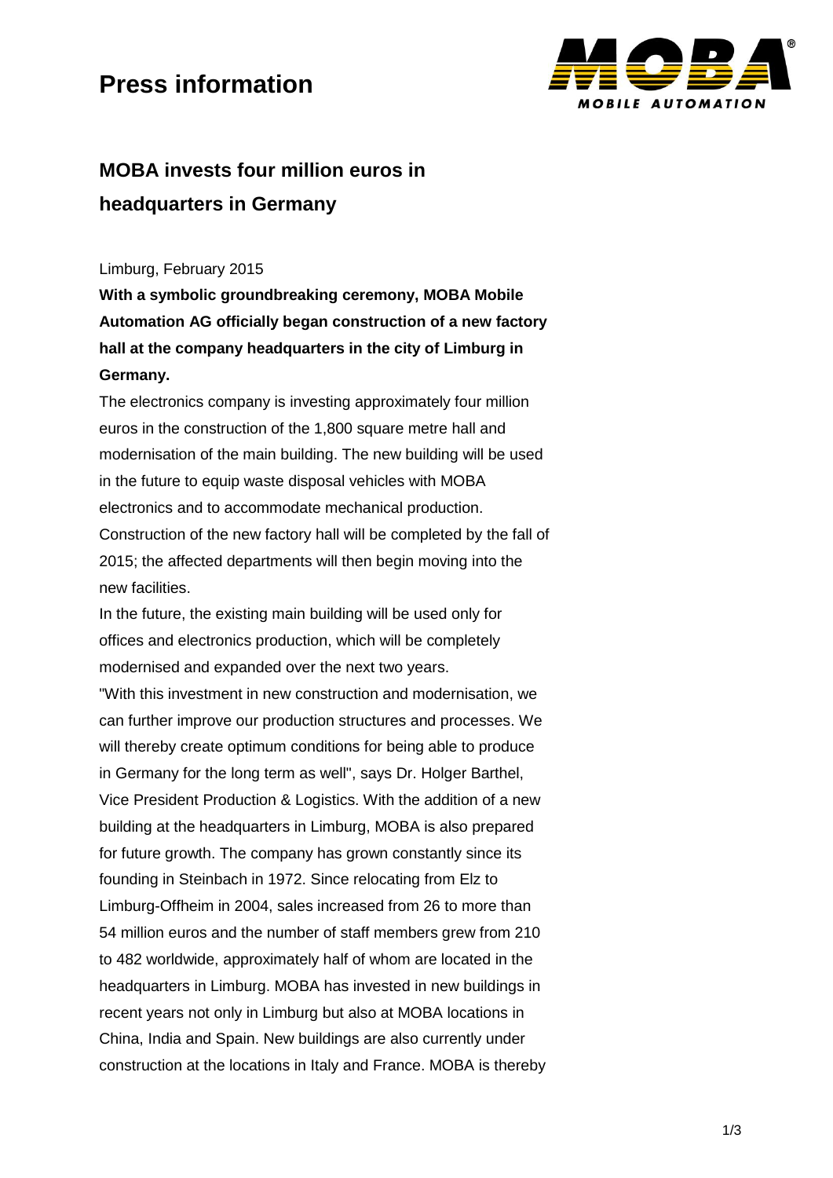# Press information

## MOBA invests four million euros in headquarters in Germany

Limburg, February 2015

**With a symbolic groundbreaking ceremony, MOBA Mobile Automation AG officially began construction of a new factory hall at the company headquarters in the city of Limburg in Germany.**

The electronics company is investing approximately four million euros in the construction of the 1,800 square metre hall and modernisation of the main building. The new building will be used in the future to equip waste disposal vehicles with MOBA electronics and to accommodate mechanical production. Construction of the new factory hall will be completed by the fall of 2015; the affected departments will then begin moving into the new facilities.

In the future, the existing main building will be used only for offices and electronics production, which will be completely modernised and expanded over the next two years.

"With this investment in new construction and modernisation, we can further improve our production structures and processes. We will thereby create optimum conditions for being able to produce in Germany for the long term as well", says Dr. Holger Barthel, Vice President Production & Logistics. With the addition of a new building at the headquarters in Limburg, MOBA is also prepared for future growth. The company has grown constantly since its founding in Steinbach in 1972. Since relocating from Elz to Limburg-Offheim in 2004, sales increased from 26 to more than 54 million euros and the number of staff members grew from 210 to 482 worldwide, approximately half of whom are located in the headquarters in Limburg. MOBA has invested in new buildings in recent years not only in Limburg but also at MOBA locations in China, India and Spain. New buildings are also currently under construction at the locations in Italy and France. MOBA is thereby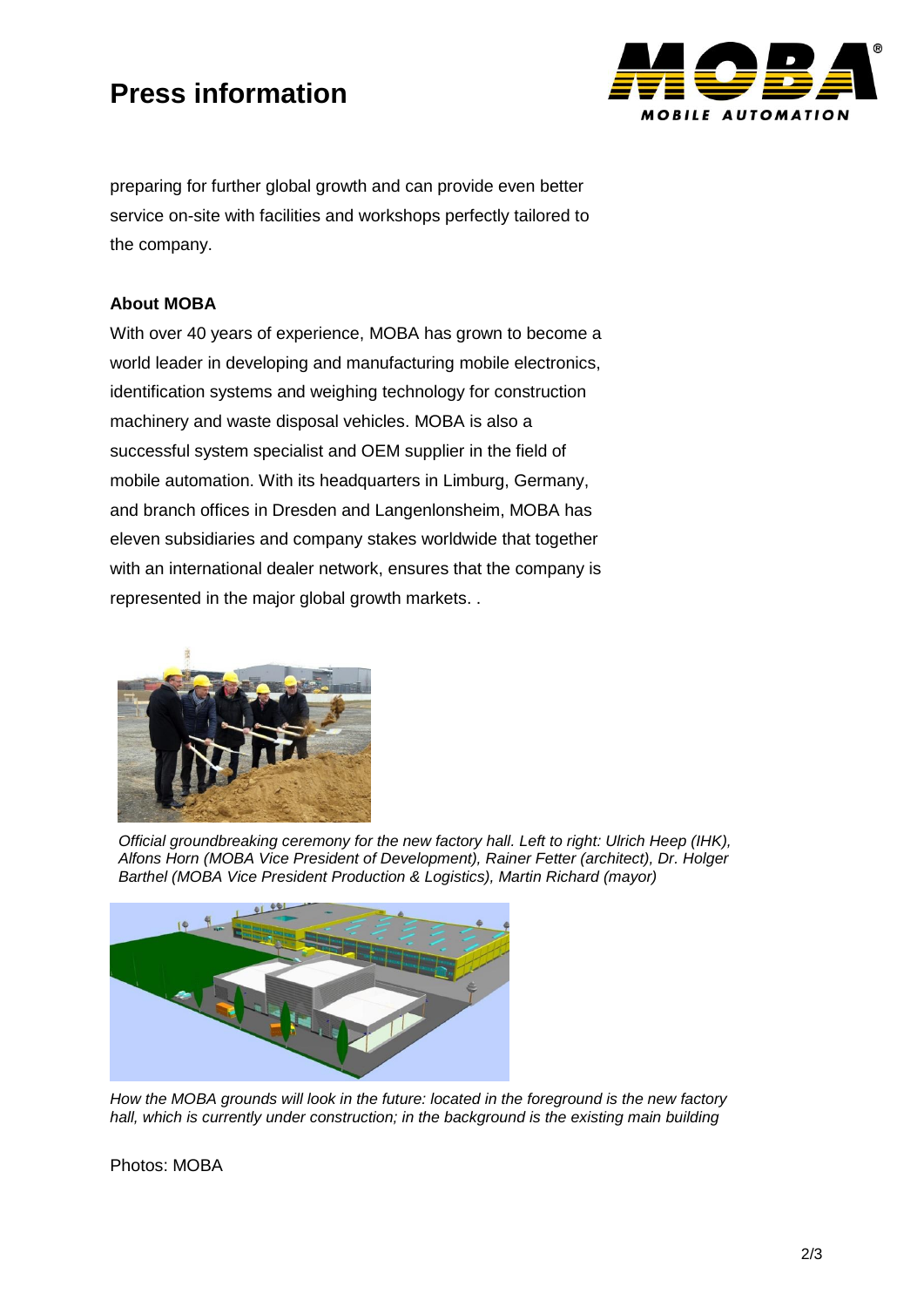preparing for further global growth and can provide even better service on-site with facilities and workshops perfectly tailored to the company.

**About MOBA**

With over 40 years of experience, MOBA has grown to become a world leader in developing and manufacturing mobile electronics, identification systems and weighing technology for construction machinery and waste disposal vehicles. MOBA is also a successful system specialist and OEM supplier in the field of mobile automation. With its headquarters in Limburg, Germany, and branch offices in Dresden and Langenlonsheim, MOBA has eleven subsidiaries and company stakes worldwide that together with an international dealer network, ensures that the company is represented in the major global growth markets. .

*Official groundbreaking ceremony for the new factory hall. Left to right: Ulrich Heep (IHK), Alfons Horn (MOBA Vice President of Development), Rainer Fetter (architect), Dr. Holger Barthel (MOBA Vice President Production & Logistics), Martin Richard (mayor)*

*How the MOBA grounds will look in the future: located in the foreground is the new factory hall, which is currently under construction; in the background is the existing main building*

Photos: MOBA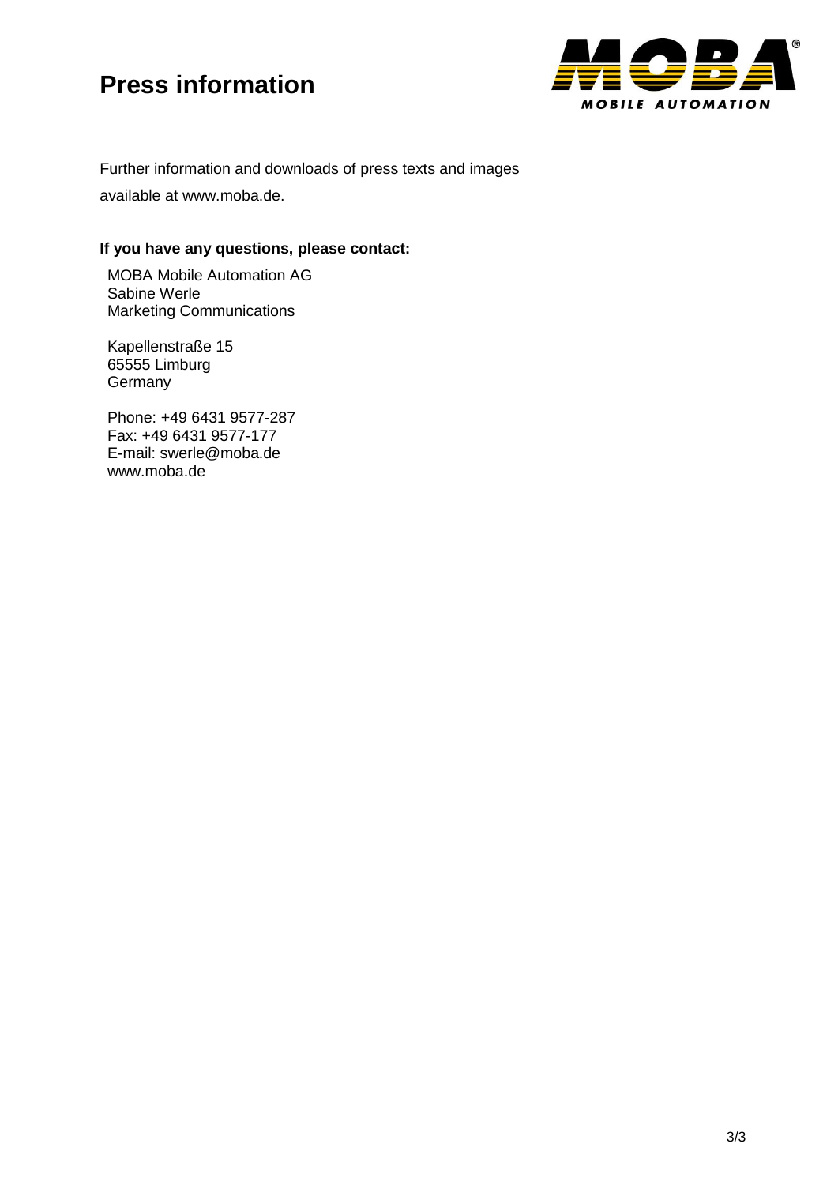# Press information

Further information and downloads of press texts and images available at www.moba.de.

**If you have any questions, please contact:**

MOBA Mobile Automation AG
Sabine Werle
Marketing Communications

Kapellenstraße 15
65555 Limburg
Germany

Phone: +49 6431 9577-287
Fax: +49 6431 9577-177
E-mail: swerle@moba.de
www.moba.de